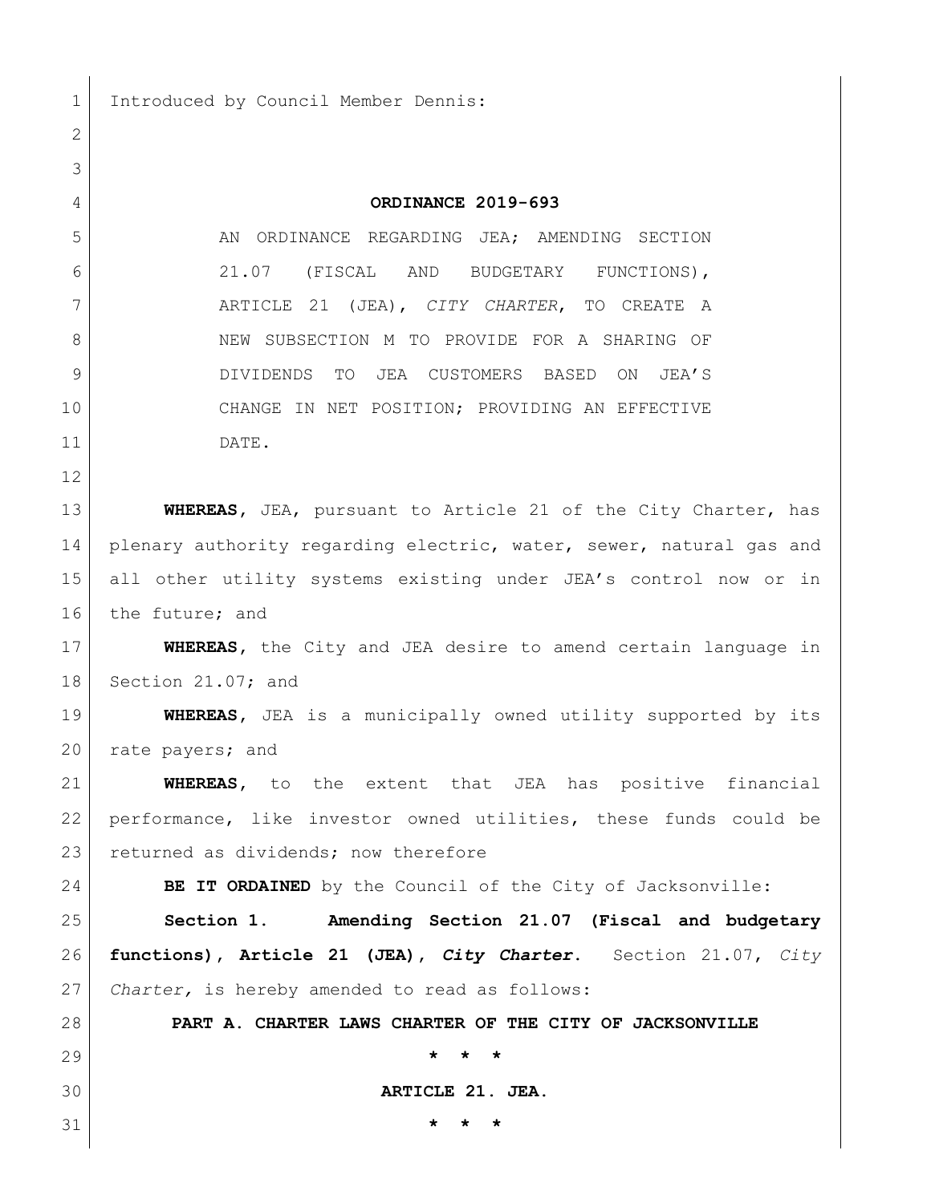Introduced by Council Member Dennis:

**ORDINANCE 2019-693**

AN ORDINANCE REGARDING JEA; AMENDING SECTION 21.07 (FISCAL AND BUDGETARY FUNCTIONS), ARTICLE 21 (JEA), *CITY CHARTER*, TO CREATE A NEW SUBSECTION M TO PROVIDE FOR A SHARING OF DIVIDENDS TO JEA CUSTOMERS BASED ON JEA'S CHANGE IN NET POSITION; PROVIDING AN EFFECTIVE DATE.

**WHEREAS**, JEA, pursuant to Article 21 of the City Charter, has plenary authority regarding electric, water, sewer, natural gas and all other utility systems existing under JEA's control now or in the future; and

**WHEREAS**, the City and JEA desire to amend certain language in Section 21.07; and

**WHEREAS**, JEA is a municipally owned utility supported by its rate payers; and

**WHEREAS**, to the extent that JEA has positive financial performance, like investor owned utilities, these funds could be returned as dividends; now therefore

**BE IT ORDAINED** by the Council of the City of Jacksonville:

**Section 1. Amending Section 21.07 (Fiscal and budgetary functions), Article 21 (JEA), *City Charter*.** Section 21.07, *City Charter,* is hereby amended to read as follows:

**PART A. CHARTER LAWS CHARTER OF THE CITY OF JACKSONVILLE**

**\* \* \***

**ARTICLE 21. JEA.**

**\* \* \***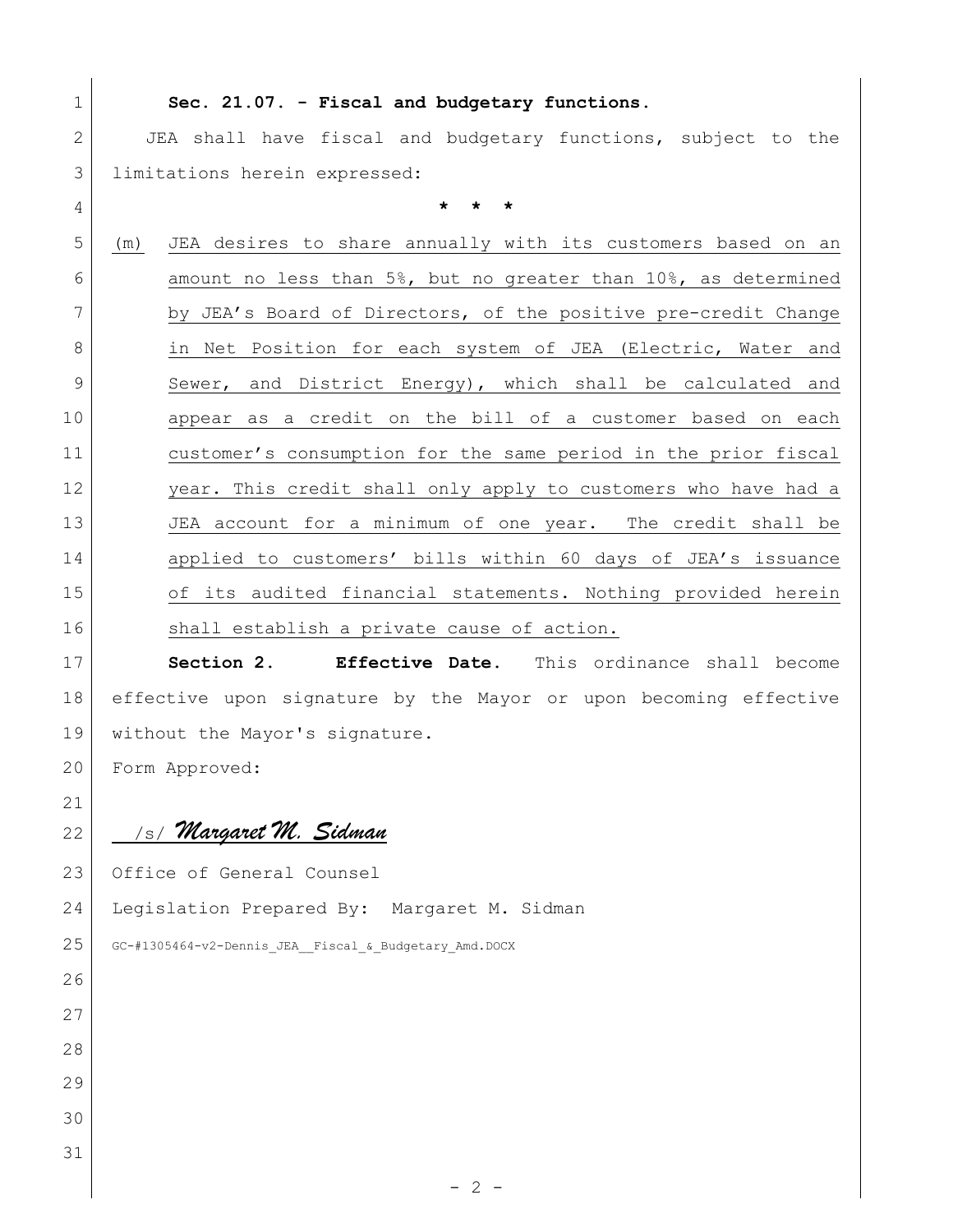**Sec. 21.07. - Fiscal and budgetary functions.**

JEA shall have fiscal and budgetary functions, subject to the limitations herein expressed:

\* \* \*

(m) <u>JEA desires to share annually with its customers based on an amount no less than 5%, but no greater than 10%, as determined by JEA's Board of Directors, of the positive pre-credit Change in Net Position for each system of JEA (Electric, Water and Sewer, and District Energy), which shall be calculated and appear as a credit on the bill of a customer based on each customer's consumption for the same period in the prior fiscal year. This credit shall only apply to customers who have had a JEA account for a minimum of one year. The credit shall be applied to customers' bills within 60 days of JEA's issuance of its audited financial statements. Nothing provided herein shall establish a private cause of action.</u>

**Section 2. Effective Date.** This ordinance shall become effective upon signature by the Mayor or upon becoming effective without the Mayor's signature.

Form Approved:

/s/ *Margaret M. Sidman*

Office of General Counsel

Legislation Prepared By: Margaret M. Sidman

GC-#1305464-v2-Dennis_JEA__Fiscal_&_Budgetary_Amd.DOCX